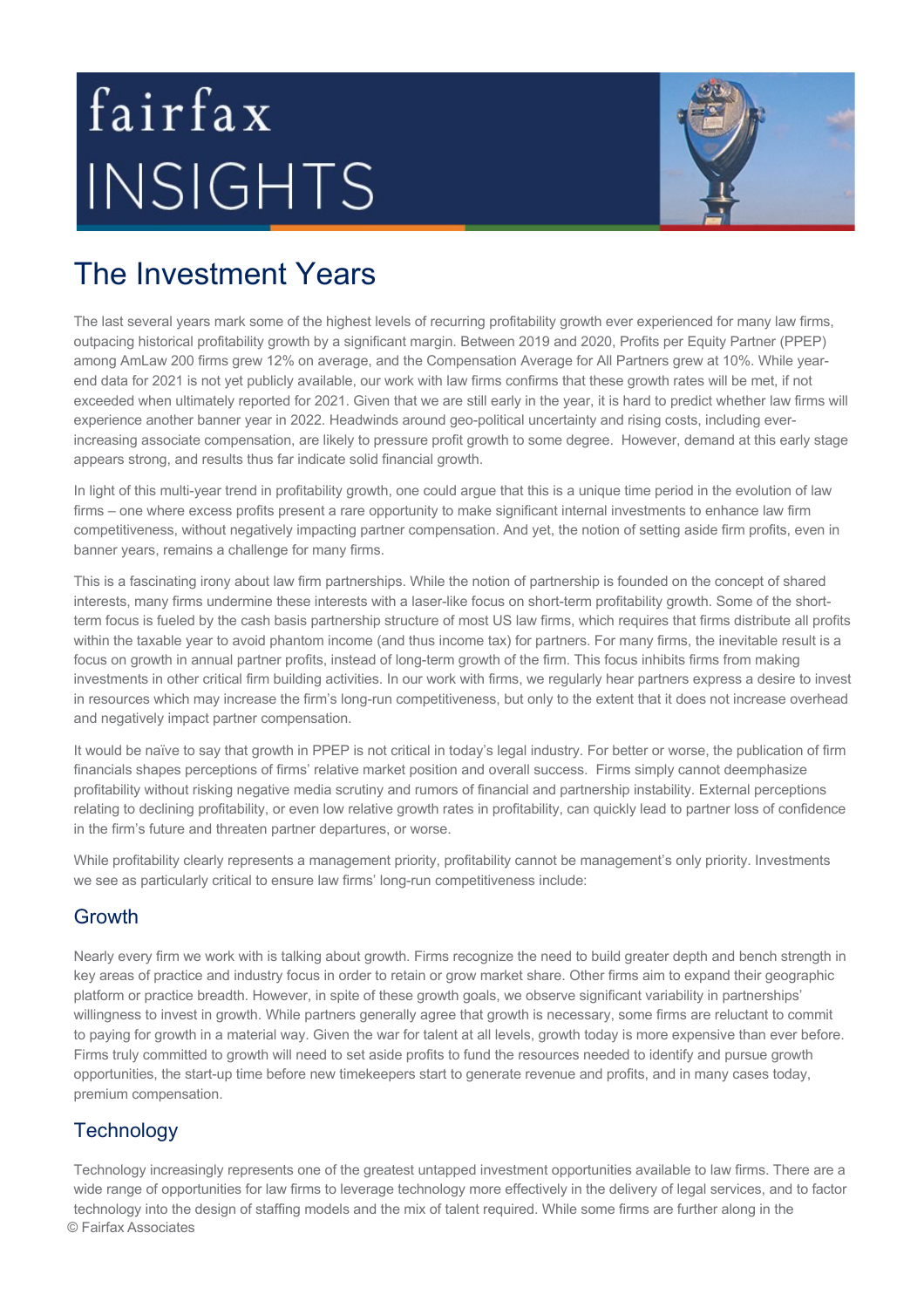fairfax INSIGHTS

# The Investment Years

The last several years mark some of the highest levels of recurring profitability growth ever experienced for many law firms, outpacing historical profitability growth by a significant margin. Between 2019 and 2020, Profits per Equity Partner (PPEP) among AmLaw 200 firms grew 12% on average, and the Compensation Average for All Partners grew at 10%. While year-end data for 2021 is not yet publicly available, our work with law firms confirms that these growth rates will be met, if not exceeded when ultimately reported for 2021. Given that we are still early in the year, it is hard to predict whether law firms will experience another banner year in 2022. Headwinds around geo-political uncertainty and rising costs, including ever-increasing associate compensation, are likely to pressure profit growth to some degree. However, demand at this early stage appears strong, and results thus far indicate solid financial growth.

In light of this multi-year trend in profitability growth, one could argue that this is a unique time period in the evolution of law firms – one where excess profits present a rare opportunity to make significant internal investments to enhance law firm competitiveness, without negatively impacting partner compensation. And yet, the notion of setting aside firm profits, even in banner years, remains a challenge for many firms.

This is a fascinating irony about law firm partnerships. While the notion of partnership is founded on the concept of shared interests, many firms undermine these interests with a laser-like focus on short-term profitability growth. Some of the short-term focus is fueled by the cash basis partnership structure of most US law firms, which requires that firms distribute all profits within the taxable year to avoid phantom income (and thus income tax) for partners. For many firms, the inevitable result is a focus on growth in annual partner profits, instead of long-term growth of the firm. This focus inhibits firms from making investments in other critical firm building activities. In our work with firms, we regularly hear partners express a desire to invest in resources which may increase the firm's long-run competitiveness, but only to the extent that it does not increase overhead and negatively impact partner compensation.

It would be naïve to say that growth in PPEP is not critical in today's legal industry. For better or worse, the publication of firm financials shapes perceptions of firms' relative market position and overall success. Firms simply cannot deemphasize profitability without risking negative media scrutiny and rumors of financial and partnership instability. External perceptions relating to declining profitability, or even low relative growth rates in profitability, can quickly lead to partner loss of confidence in the firm's future and threaten partner departures, or worse.

While profitability clearly represents a management priority, profitability cannot be management's only priority. Investments we see as particularly critical to ensure law firms' long-run competitiveness include:

## Growth

Nearly every firm we work with is talking about growth. Firms recognize the need to build greater depth and bench strength in key areas of practice and industry focus in order to retain or grow market share. Other firms aim to expand their geographic platform or practice breadth. However, in spite of these growth goals, we observe significant variability in partnerships' willingness to invest in growth. While partners generally agree that growth is necessary, some firms are reluctant to commit to paying for growth in a material way. Given the war for talent at all levels, growth today is more expensive than ever before. Firms truly committed to growth will need to set aside profits to fund the resources needed to identify and pursue growth opportunities, the start-up time before new timekeepers start to generate revenue and profits, and in many cases today, premium compensation.

## Technology

Technology increasingly represents one of the greatest untapped investment opportunities available to law firms. There are a wide range of opportunities for law firms to leverage technology more effectively in the delivery of legal services, and to factor technology into the design of staffing models and the mix of talent required. While some firms are further along in the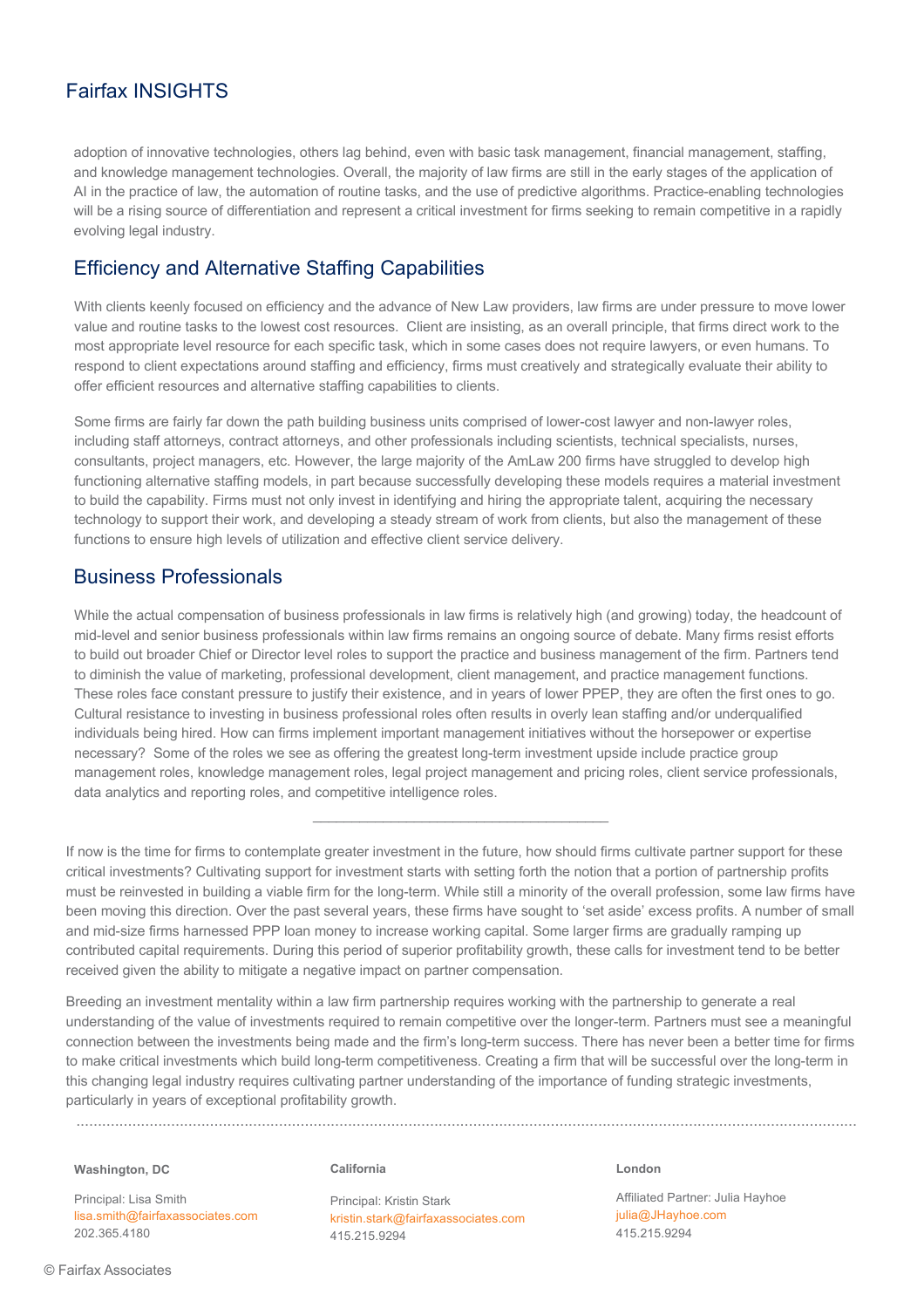adoption of innovative technologies, others lag behind, even with basic task management, financial management, staffing, and knowledge management technologies. Overall, the majority of law firms are still in the early stages of the application of AI in the practice of law, the automation of routine tasks, and the use of predictive algorithms. Practice-enabling technologies will be a rising source of differentiation and represent a critical investment for firms seeking to remain competitive in a rapidly evolving legal industry.

## Efficiency and Alternative Staffing Capabilities

With clients keenly focused on efficiency and the advance of New Law providers, law firms are under pressure to move lower value and routine tasks to the lowest cost resources. Client are insisting, as an overall principle, that firms direct work to the most appropriate level resource for each specific task, which in some cases does not require lawyers, or even humans. To respond to client expectations around staffing and efficiency, firms must creatively and strategically evaluate their ability to offer efficient resources and alternative staffing capabilities to clients.

Some firms are fairly far down the path building business units comprised of lower-cost lawyer and non-lawyer roles, including staff attorneys, contract attorneys, and other professionals including scientists, technical specialists, nurses, consultants, project managers, etc. However, the large majority of the AmLaw 200 firms have struggled to develop high functioning alternative staffing models, in part because successfully developing these models requires a material investment to build the capability. Firms must not only invest in identifying and hiring the appropriate talent, acquiring the necessary technology to support their work, and developing a steady stream of work from clients, but also the management of these functions to ensure high levels of utilization and effective client service delivery.

## Business Professionals

While the actual compensation of business professionals in law firms is relatively high (and growing) today, the headcount of mid-level and senior business professionals within law firms remains an ongoing source of debate. Many firms resist efforts to build out broader Chief or Director level roles to support the practice and business management of the firm. Partners tend to diminish the value of marketing, professional development, client management, and practice management functions. These roles face constant pressure to justify their existence, and in years of lower PPEP, they are often the first ones to go. Cultural resistance to investing in business professional roles often results in overly lean staffing and/or underqualified individuals being hired. How can firms implement important management initiatives without the horsepower or expertise necessary? Some of the roles we see as offering the greatest long-term investment upside include practice group management roles, knowledge management roles, legal project management and pricing roles, client service professionals, data analytics and reporting roles, and competitive intelligence roles.

---

If now is the time for firms to contemplate greater investment in the future, how should firms cultivate partner support for these critical investments? Cultivating support for investment starts with setting forth the notion that a portion of partnership profits must be reinvested in building a viable firm for the long-term. While still a minority of the overall profession, some law firms have been moving this direction. Over the past several years, these firms have sought to 'set aside' excess profits. A number of small and mid-size firms harnessed PPP loan money to increase working capital. Some larger firms are gradually ramping up contributed capital requirements. During this period of superior profitability growth, these calls for investment tend to be better received given the ability to mitigate a negative impact on partner compensation.

Breeding an investment mentality within a law firm partnership requires working with the partnership to generate a real understanding of the value of investments required to remain competitive over the longer-term. Partners must see a meaningful connection between the investments being made and the firm's long-term success. There has never been a better time for firms to make critical investments which build long-term competitiveness. Creating a firm that will be successful over the long-term in this changing legal industry requires cultivating partner understanding of the importance of funding strategic investments, particularly in years of exceptional profitability growth.

---

**Washington, DC**

Principal: Lisa Smith
lisa.smith@fairfaxassociates.com
202.365.4180

**California**

Principal: Kristin Stark
kristin.stark@fairfaxassociates.com
415.215.9294

**London**

Affiliated Partner: Julia Hayhoe
julia@JHayhoe.com
415.215.9294

© Fairfax Associates